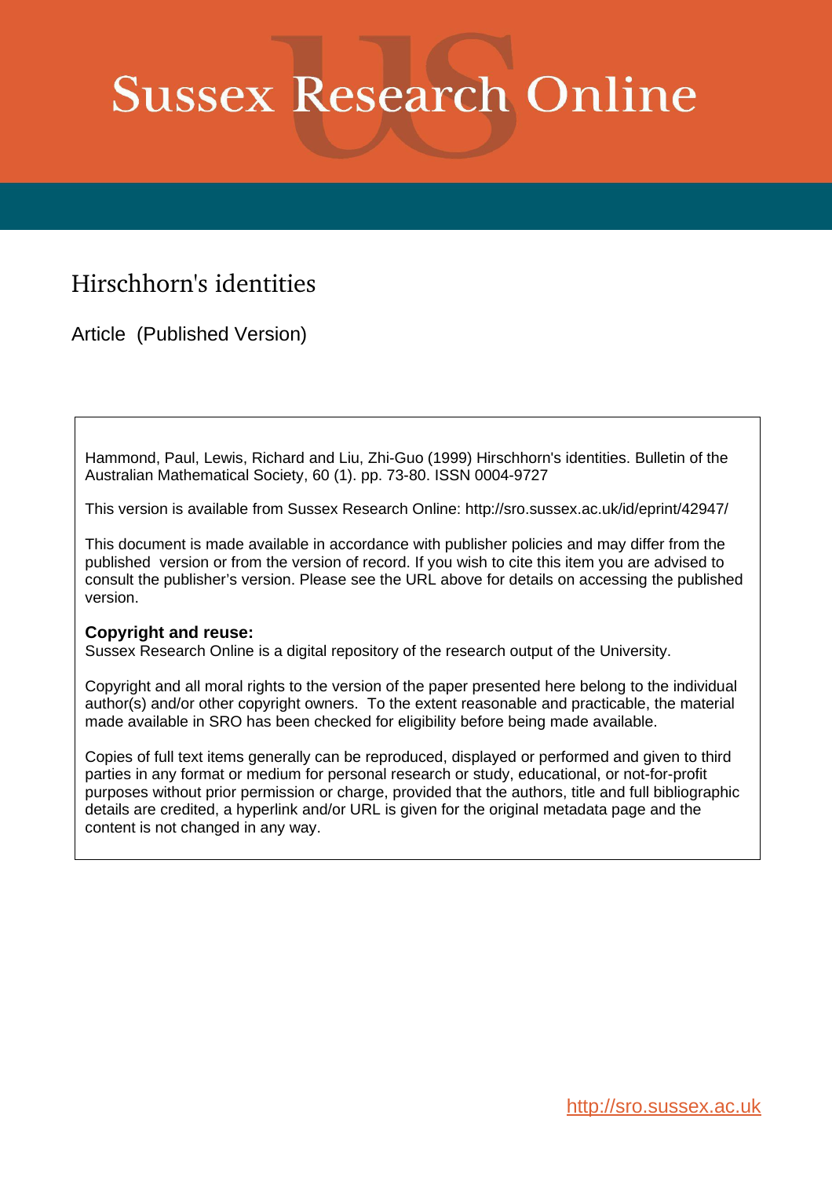# Sussex Research Online

## Hirschhorn's identities

Article (Published Version)

Hammond, Paul, Lewis, Richard and Liu, Zhi-Guo (1999) Hirschhorn's identities. Bulletin of the Australian Mathematical Society, 60 (1). pp. 73-80. ISSN 0004-9727

This version is available from Sussex Research Online: http://sro.sussex.ac.uk/id/eprint/42947/

This document is made available in accordance with publisher policies and may differ from the published version or from the version of record. If you wish to cite this item you are advised to consult the publisher's version. Please see the URL above for details on accessing the published version.

**Copyright and reuse:**
Sussex Research Online is a digital repository of the research output of the University.

Copyright and all moral rights to the version of the paper presented here belong to the individual author(s) and/or other copyright owners. To the extent reasonable and practicable, the material made available in SRO has been checked for eligibility before being made available.

Copies of full text items generally can be reproduced, displayed or performed and given to third parties in any format or medium for personal research or study, educational, or not-for-profit purposes without prior permission or charge, provided that the authors, title and full bibliographic details are credited, a hyperlink and/or URL is given for the original metadata page and the content is not changed in any way.

http://sro.sussex.ac.uk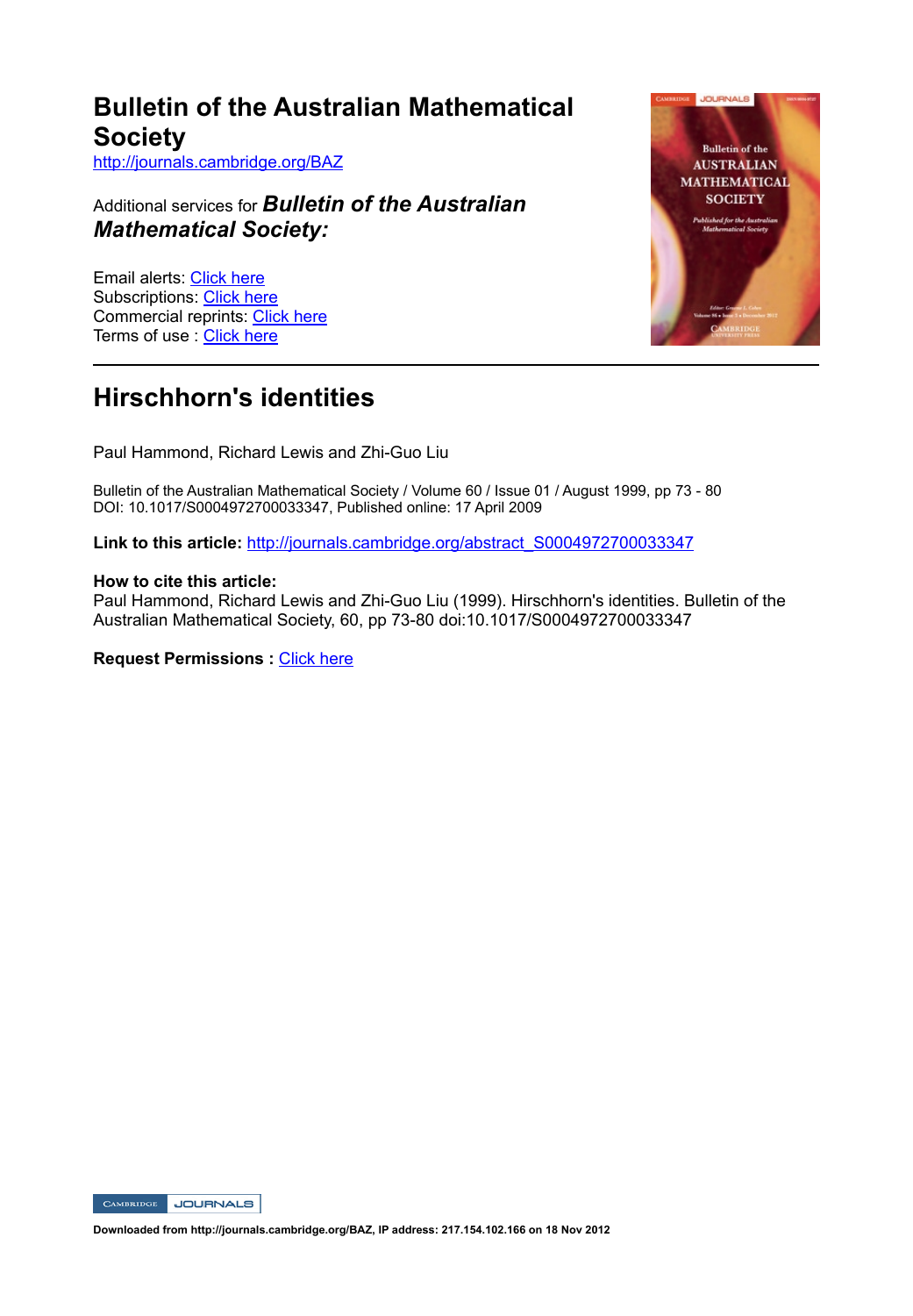# Bulletin of the Australian Mathematical Society

http://journals.cambridge.org/BAZ

Additional services for ***Bulletin of the Australian Mathematical Society:***

Email alerts: Click here
Subscriptions: Click here
Commercial reprints: Click here
Terms of use : Click here

---

# Hirschhorn's identities

Paul Hammond, Richard Lewis and Zhi-Guo Liu

Bulletin of the Australian Mathematical Society / Volume 60 / Issue 01 / August 1999, pp 73 - 80
DOI: 10.1017/S0004972700033347, Published online: 17 April 2009

**Link to this article:** http://journals.cambridge.org/abstract_S0004972700033347

**How to cite this article:**
Paul Hammond, Richard Lewis and Zhi-Guo Liu (1999). Hirschhorn's identities. Bulletin of the Australian Mathematical Society, 60, pp 73-80 doi:10.1017/S0004972700033347

**Request Permissions :** Click here

**Downloaded from http://journals.cambridge.org/BAZ, IP address: 217.154.102.166 on 18 Nov 2012**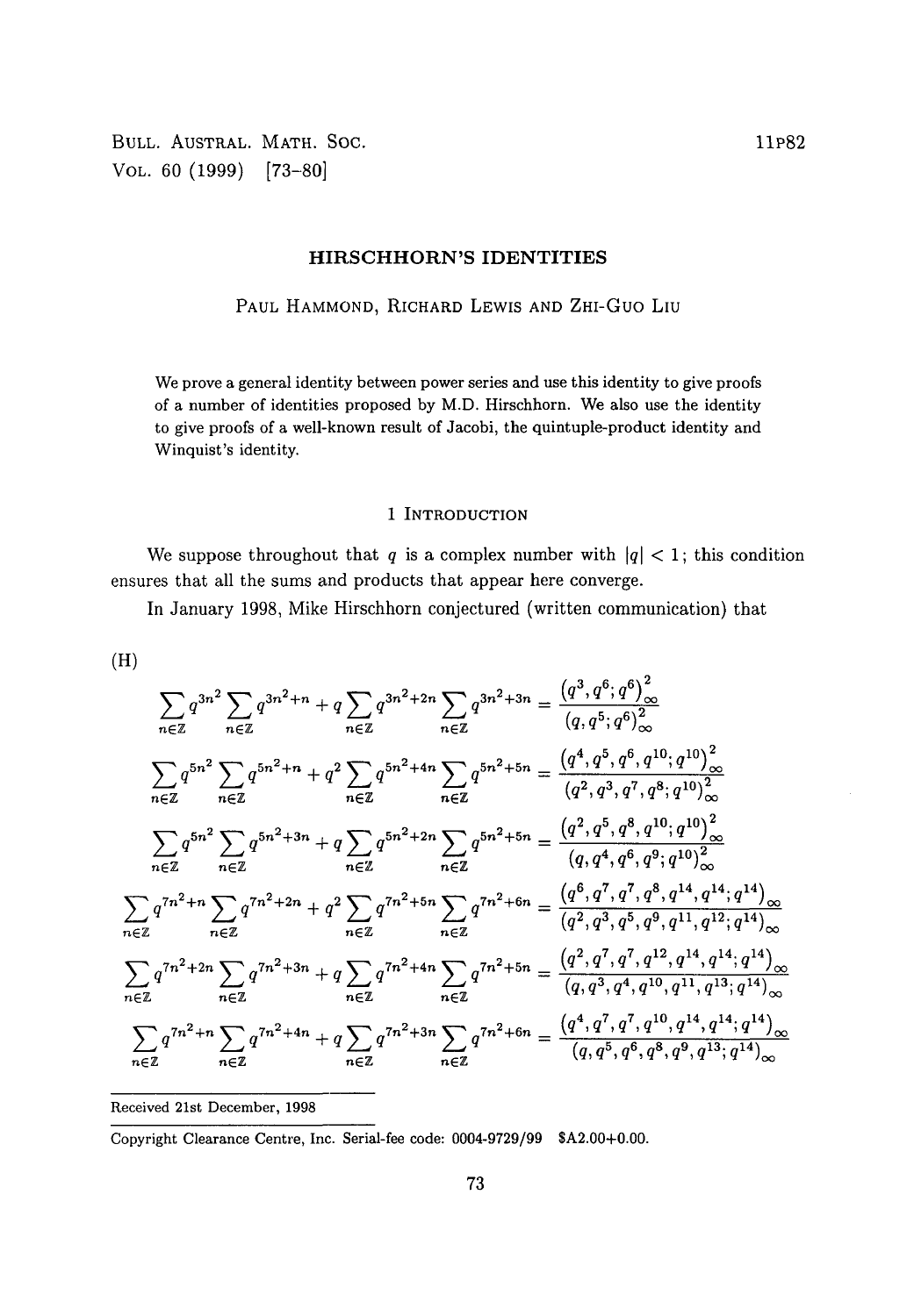# HIRSCHHORN'S IDENTITIES

PAUL HAMMOND, RICHARD LEWIS AND ZHI-GUO LIU

We prove a general identity between power series and use this identity to give proofs of a number of identities proposed by M.D. Hirschhorn. We also use the identity to give proofs of a well-known result of Jacobi, the quintuple-product identity and Winquist's identity.

## 1 INTRODUCTION

We suppose throughout that $q$ is a complex number with $|q| < 1$; this condition ensures that all the sums and products that appear here converge.

In January 1998, Mike Hirschhorn conjectured (written communication) that

(H)

$$\sum_{n\in\mathbb{Z}} q^{3n^2} \sum_{n\in\mathbb{Z}} q^{3n^2+n} + q\sum_{n\in\mathbb{Z}} q^{3n^2+2n} \sum_{n\in\mathbb{Z}} q^{3n^2+3n} = \frac{\left(q^3, q^6; q^6\right)_\infty^2}{\left(q, q^5; q^6\right)_\infty^2}$$

$$\sum_{n\in\mathbb{Z}} q^{5n^2} \sum_{n\in\mathbb{Z}} q^{5n^2+n} + q^2\sum_{n\in\mathbb{Z}} q^{5n^2+4n} \sum_{n\in\mathbb{Z}} q^{5n^2+5n} = \frac{\left(q^4, q^5, q^6, q^{10}; q^{10}\right)_\infty^2}{\left(q^2, q^3, q^7, q^8; q^{10}\right)_\infty^2}$$

$$\sum_{n\in\mathbb{Z}} q^{5n^2} \sum_{n\in\mathbb{Z}} q^{5n^2+3n} + q\sum_{n\in\mathbb{Z}} q^{5n^2+2n} \sum_{n\in\mathbb{Z}} q^{5n^2+5n} = \frac{\left(q^2, q^5, q^8, q^{10}; q^{10}\right)_\infty^2}{\left(q, q^4, q^6, q^9; q^{10}\right)_\infty^2}$$

$$\sum_{n\in\mathbb{Z}} q^{7n^2+n} \sum_{n\in\mathbb{Z}} q^{7n^2+2n} + q^2\sum_{n\in\mathbb{Z}} q^{7n^2+5n} \sum_{n\in\mathbb{Z}} q^{7n^2+6n} = \frac{\left(q^6, q^7, q^7, q^8, q^{14}, q^{14}; q^{14}\right)_\infty}{\left(q^2, q^3, q^5, q^9, q^{11}, q^{12}; q^{14}\right)_\infty}$$

$$\sum_{n\in\mathbb{Z}} q^{7n^2+2n} \sum_{n\in\mathbb{Z}} q^{7n^2+3n} + q\sum_{n\in\mathbb{Z}} q^{7n^2+4n} \sum_{n\in\mathbb{Z}} q^{7n^2+5n} = \frac{\left(q^2, q^7, q^7, q^{12}, q^{14}, q^{14}; q^{14}\right)_\infty}{\left(q, q^3, q^4, q^{10}, q^{11}, q^{13}; q^{14}\right)_\infty}$$

$$\sum_{n\in\mathbb{Z}} q^{7n^2+n} \sum_{n\in\mathbb{Z}} q^{7n^2+4n} + q\sum_{n\in\mathbb{Z}} q^{7n^2+3n} \sum_{n\in\mathbb{Z}} q^{7n^2+6n} = \frac{\left(q^4, q^7, q^7, q^{10}, q^{14}, q^{14}; q^{14}\right)_\infty}{\left(q, q^5, q^6, q^8, q^9, q^{13}; q^{14}\right)_\infty}$$

Received 21st December, 1998

Copyright Clearance Centre, Inc. Serial-fee code: 0004-9729/99 $A2.00+0.00.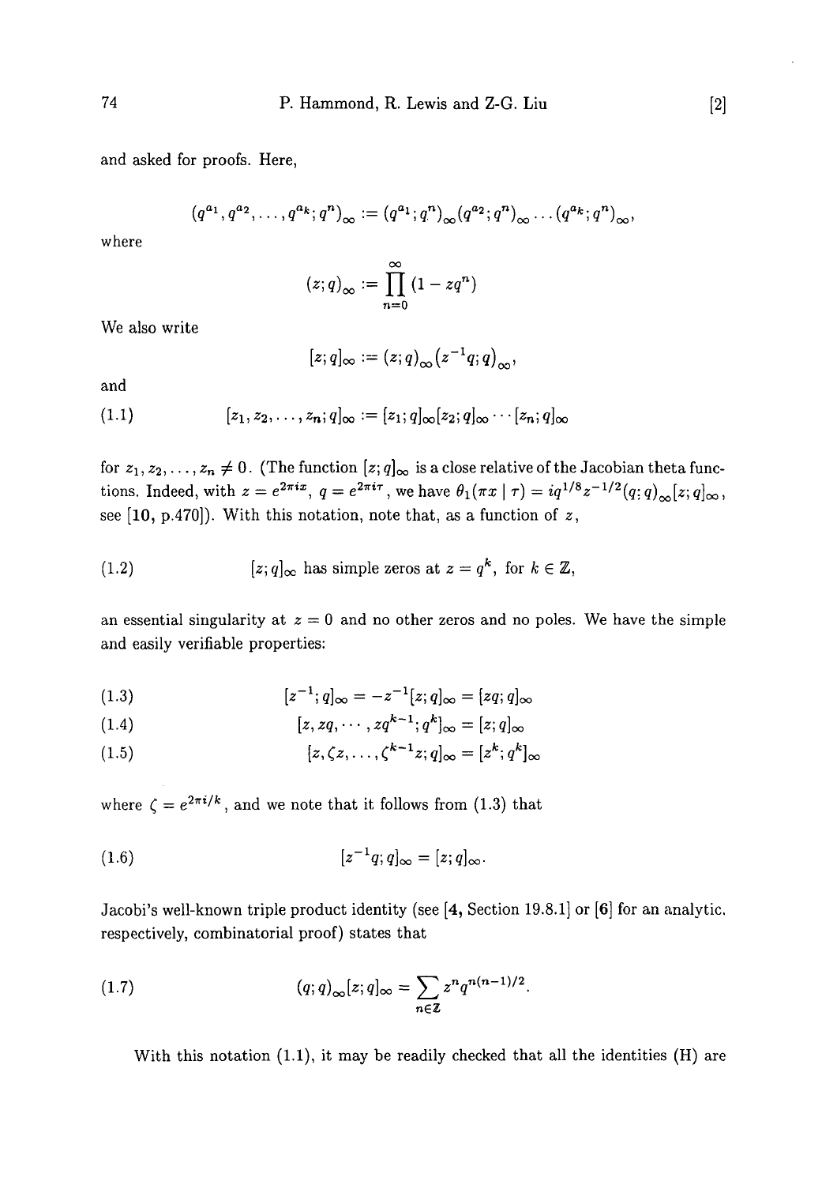and asked for proofs. Here,

$$(q^{a_1}, q^{a_2}, \ldots, q^{a_k}; q^n)_\infty := (q^{a_1}; q^n)_\infty (q^{a_2}; q^n)_\infty \cdots (q^{a_k}; q^n)_\infty,$$

where

$$(z; q)_\infty := \prod_{n=0}^{\infty} (1 - zq^n)$$

We also write

$$[z; q]_\infty := (z; q)_\infty (z^{-1}q; q)_\infty,$$

and

$$[z_1, z_2, \ldots, z_n; q]_\infty := [z_1; q]_\infty [z_2; q]_\infty \cdots [z_n; q]_\infty \tag{1.1}$$

for $z_1, z_2, \ldots, z_n \neq 0$. (The function $[z; q]_\infty$ is a close relative of the Jacobian theta functions. Indeed, with $z = e^{2\pi i x}$, $q = e^{2\pi i \tau}$, we have $\theta_1(\pi x \mid \tau) = i q^{1/8} z^{-1/2} (q; q)_\infty [z; q]_\infty$, see **[10**, p.470**]**). With this notation, note that, as a function of $z$,

$$[z; q]_\infty \text{ has simple zeros at } z = q^k, \text{ for } k \in \mathbb{Z}, \tag{1.2}$$

an essential singularity at $z = 0$ and no other zeros and no poles. We have the simple and easily verifiable properties:

$$[z^{-1}; q]_\infty = -z^{-1}[z; q]_\infty = [zq; q]_\infty \tag{1.3}$$

$$[z, zq, \cdots, zq^{k-1}; q^k]_\infty = [z; q]_\infty \tag{1.4}$$

$$[z, \zeta z, \ldots, \zeta^{k-1} z; q]_\infty = [z^k; q^k]_\infty \tag{1.5}$$

where $\zeta = e^{2\pi i/k}$, and we note that it follows from (1.3) that

$$[z^{-1}q; q]_\infty = [z; q]_\infty. \tag{1.6}$$

Jacobi's well-known triple product identity (see **[4**, Section 19.8.1**]** or **[6]** for an analytic, respectively, combinatorial proof) states that

$$(q; q)_\infty [z; q]_\infty = \sum_{n \in \mathbb{Z}} z^n q^{n(n-1)/2}. \tag{1.7}$$

With this notation (1.1), it may be readily checked that all the identities (H) are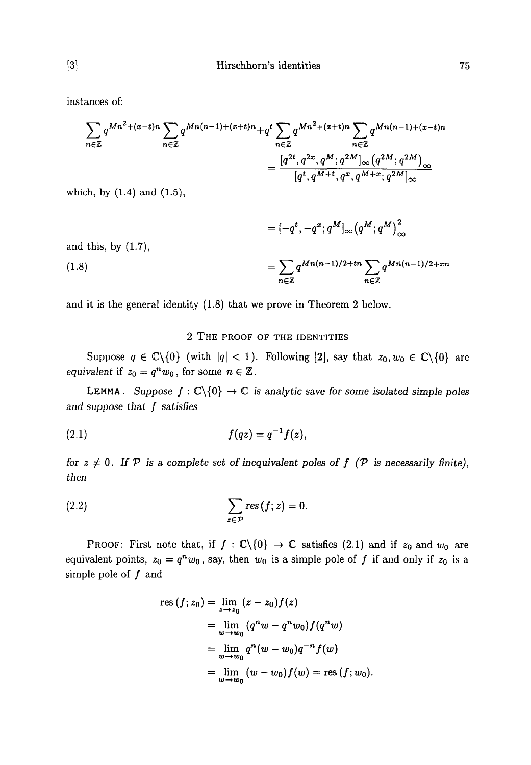instances of:

$$\sum_{n\in\mathbb{Z}} q^{Mn^2+(x-t)n} \sum_{n\in\mathbb{Z}} q^{Mn(n-1)+(x+t)n} + q^t \sum_{n\in\mathbb{Z}} q^{Mn^2+(x+t)n} \sum_{n\in\mathbb{Z}} q^{Mn(n-1)+(x-t)n}$$

$$= \frac{[q^{2t}, q^{2x}, q^M; q^{2M}]_\infty (q^{2M}; q^{2M})_\infty}{[q^t, q^{M+t}, q^x, q^{M+x}; q^{2M}]_\infty}$$

which, by (1.4) and (1.5),

$$= [-q^t, -q^x; q^M]_\infty (q^M; q^M)_\infty^2$$

and this, by (1.7),

$$= \sum_{n\in\mathbb{Z}} q^{Mn(n-1)/2+tn} \sum_{n\in\mathbb{Z}} q^{Mn(n-1)/2+xn} \tag{1.8}$$

and it is the general identity (1.8) that we prove in Theorem 2 below.

## 2 The proof of the identities

Suppose $q \in \mathbb{C}\backslash\{0\}$ (with $|q| < 1$). Following [2], say that $z_0, w_0 \in \mathbb{C}\backslash\{0\}$ are *equivalent* if $z_0 = q^n w_0$, for some $n \in \mathbb{Z}$.

**Lemma.** *Suppose $f : \mathbb{C}\backslash\{0\} \to \mathbb{C}$ is analytic save for some isolated simple poles and suppose that $f$ satisfies*

$$f(qz) = q^{-1} f(z), \tag{2.1}$$

*for $z \neq 0$. If $\mathcal{P}$ is a complete set of inequivalent poles of $f$ ($\mathcal{P}$ is necessarily finite), then*

$$\sum_{z\in\mathcal{P}} \operatorname{res}(f; z) = 0. \tag{2.2}$$

Proof: First note that, if $f : \mathbb{C}\backslash\{0\} \to \mathbb{C}$ satisfies (2.1) and if $z_0$ and $w_0$ are equivalent points, $z_0 = q^n w_0$, say, then $w_0$ is a simple pole of $f$ if and only if $z_0$ is a simple pole of $f$ and

$$\begin{aligned}
\operatorname{res}(f; z_0) &= \lim_{z\to z_0} (z - z_0) f(z) \\
&= \lim_{w\to w_0} (q^n w - q^n w_0) f(q^n w) \\
&= \lim_{w\to w_0} q^n (w - w_0) q^{-n} f(w) \\
&= \lim_{w\to w_0} (w - w_0) f(w) = \operatorname{res}(f; w_0).
\end{aligned}$$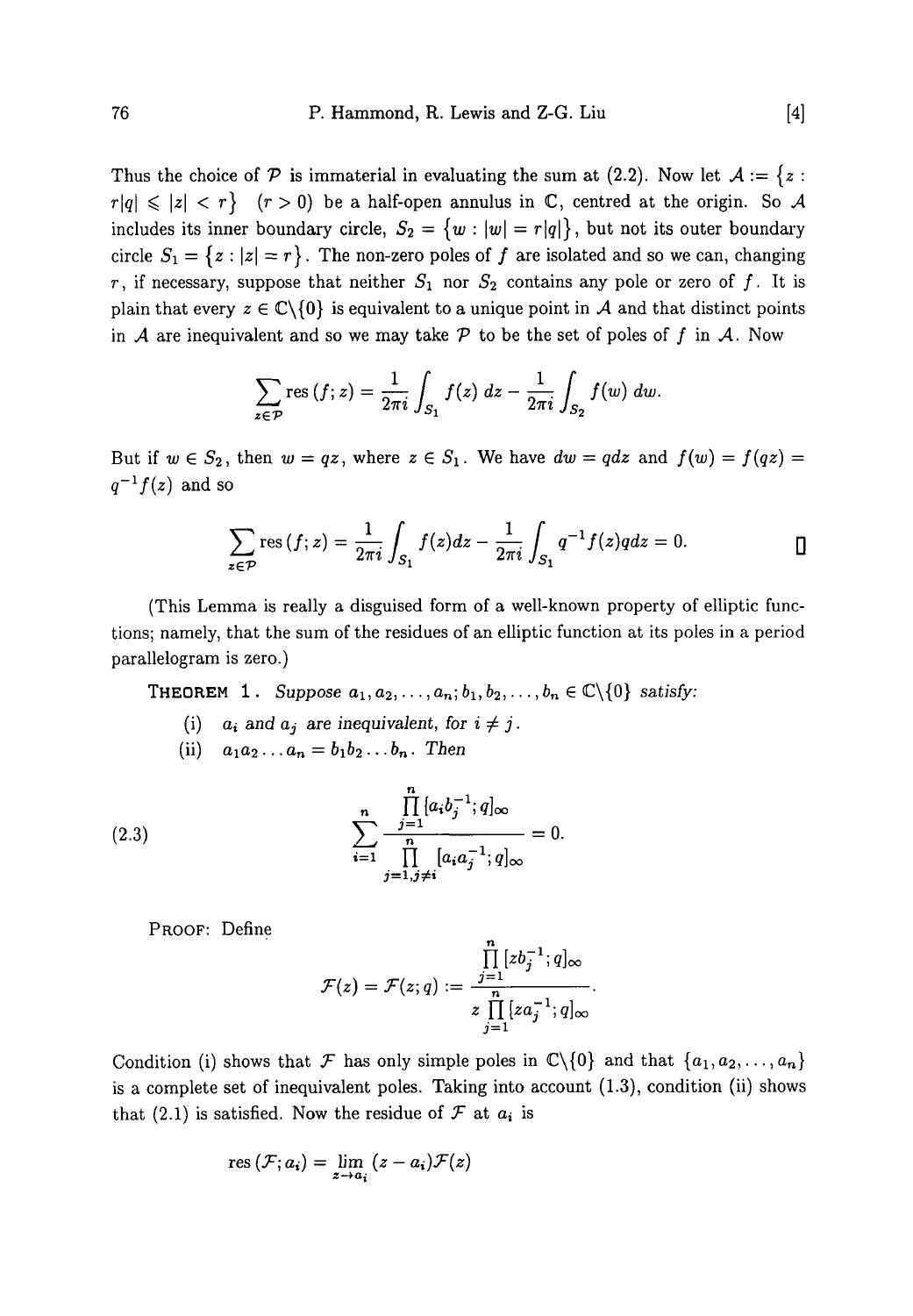Thus the choice of $\mathcal{P}$ is immaterial in evaluating the sum at (2.2). Now let $\mathcal{A} := \{z : r|q| \leqslant |z| < r\}$ $(r > 0)$ be a half-open annulus in $\mathbb{C}$, centred at the origin. So $\mathcal{A}$ includes its inner boundary circle, $S_2 = \{w : |w| = r|q|\}$, but not its outer boundary circle $S_1 = \{z : |z| = r\}$. The non-zero poles of $f$ are isolated and so we can, changing $r$, if necessary, suppose that neither $S_1$ nor $S_2$ contains any pole or zero of $f$. It is plain that every $z \in \mathbb{C}\backslash\{0\}$ is equivalent to a unique point in $\mathcal{A}$ and that distinct points in $\mathcal{A}$ are inequivalent and so we may take $\mathcal{P}$ to be the set of poles of $f$ in $\mathcal{A}$. Now

$$\sum_{z\in\mathcal{P}} \operatorname{res}(f; z) = \frac{1}{2\pi i}\int_{S_1} f(z)\,dz - \frac{1}{2\pi i}\int_{S_2} f(w)\,dw.$$

But if $w \in S_2$, then $w = qz$, where $z \in S_1$. We have $dw = q\,dz$ and $f(w) = f(qz) = q^{-1}f(z)$ and so

$$\sum_{z\in\mathcal{P}} \operatorname{res}(f; z) = \frac{1}{2\pi i}\int_{S_1} f(z)dz - \frac{1}{2\pi i}\int_{S_1} q^{-1}f(z)q\,dz = 0. \qquad \square$$

(This Lemma is really a disguised form of a well-known property of elliptic functions; namely, that the sum of the residues of an elliptic function at its poles in a period parallelogram is zero.)

**THEOREM 1.** *Suppose $a_1, a_2, \ldots, a_n; b_1, b_2, \ldots, b_n \in \mathbb{C}\backslash\{0\}$ satisfy:*

(i) *$a_i$ and $a_j$ are inequivalent, for $i \neq j$.*

(ii) *$a_1a_2\ldots a_n = b_1b_2\ldots b_n$. Then*

$$\sum_{i=1}^{n} \frac{\prod_{j=1}^{n}[a_ib_j^{-1}; q]_\infty}{\prod_{j=1, j\neq i}^{n}[a_ia_j^{-1}; q]_\infty} = 0. \tag{2.3}$$

PROOF: Define

$$\mathcal{F}(z) = \mathcal{F}(z; q) := \frac{\prod_{j=1}^{n}[zb_j^{-1}; q]_\infty}{z\prod_{j=1}^{n}[za_j^{-1}; q]_\infty}.$$

Condition (i) shows that $\mathcal{F}$ has only simple poles in $\mathbb{C}\backslash\{0\}$ and that $\{a_1, a_2, \ldots, a_n\}$ is a complete set of inequivalent poles. Taking into account (1.3), condition (ii) shows that (2.1) is satisfied. Now the residue of $\mathcal{F}$ at $a_i$ is

$$\operatorname{res}(\mathcal{F}; a_i) = \lim_{z\to a_i}(z - a_i)\mathcal{F}(z)$$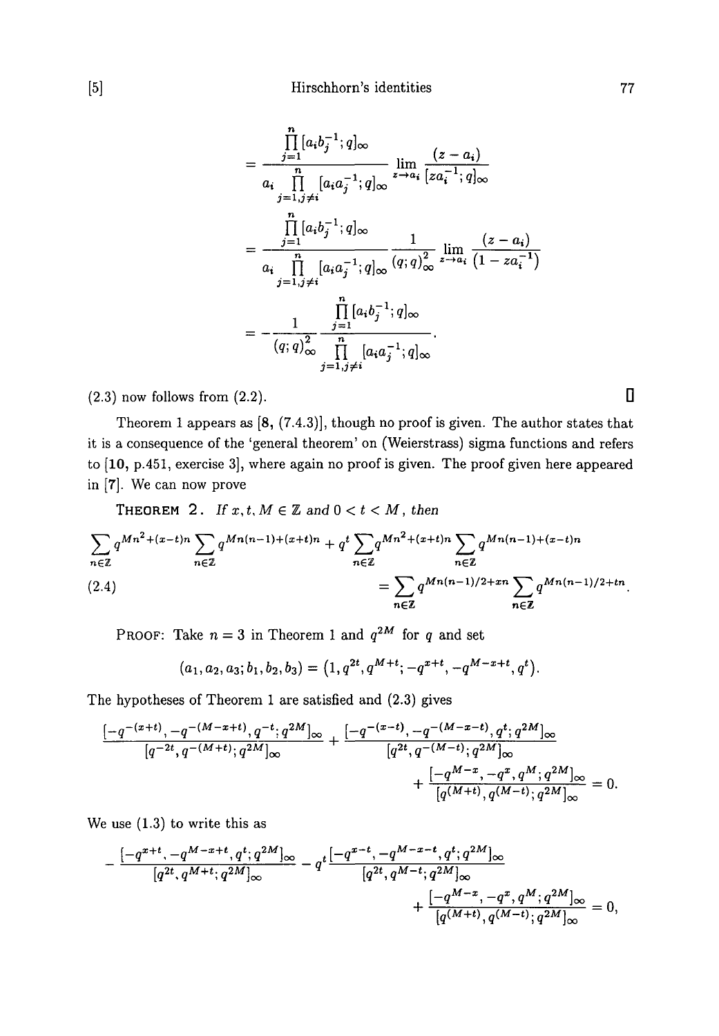$$= \frac{\prod_{j=1}^{n}[a_i b_j^{-1}; q]_\infty}{a_i \prod_{j=1, j\neq i}^{n} [a_i a_j^{-1}; q]_\infty} \lim_{z \to a_i} \frac{(z - a_i)}{[z a_i^{-1}; q]_\infty}$$

$$= \frac{\prod_{j=1}^{n}[a_i b_j^{-1}; q]_\infty}{a_i \prod_{j=1, j\neq i}^{n} [a_i a_j^{-1}; q]_\infty} \frac{1}{(q;q)_\infty^2} \lim_{z \to a_i} \frac{(z - a_i)}{(1 - z a_i^{-1})}$$

$$= -\frac{1}{(q;q)_\infty^2} \frac{\prod_{j=1}^{n}[a_i b_j^{-1}; q]_\infty}{\prod_{j=1, j\neq i}^{n} [a_i a_j^{-1}; q]_\infty}.$$

(2.3) now follows from (2.2). □

Theorem 1 appears as [**8**, (7.4.3)], though no proof is given. The author states that it is a consequence of the 'general theorem' on (Weierstrass) sigma functions and refers to [**10**, p.451, exercise 3], where again no proof is given. The proof given here appeared in [7]. We can now prove

**THEOREM 2.** *If $x, t, M \in \mathbb{Z}$ and $0 < t < M$, then*

$$\sum_{n\in\mathbb{Z}} q^{Mn^2+(x-t)n} \sum_{n\in\mathbb{Z}} q^{Mn(n-1)+(x+t)n} + q^t \sum_{n\in\mathbb{Z}} q^{Mn^2+(x+t)n} \sum_{n\in\mathbb{Z}} q^{Mn(n-1)+(x-t)n}$$
$$= \sum_{n\in\mathbb{Z}} q^{Mn(n-1)/2+xn} \sum_{n\in\mathbb{Z}} q^{Mn(n-1)/2+tn}. \tag{2.4}$$

PROOF: Take $n = 3$ in Theorem 1 and $q^{2M}$ for $q$ and set

$$(a_1, a_2, a_3; b_1, b_2, b_3) = \left(1, q^{2t}, q^{M+t}; -q^{x+t}, -q^{M-x+t}, q^t\right).$$

The hypotheses of Theorem 1 are satisfied and (2.3) gives

$$\frac{[-q^{-(x+t)}, -q^{-(M-x+t)}, q^{-t}; q^{2M}]_\infty}{[q^{-2t}, q^{-(M+t)}; q^{2M}]_\infty} + \frac{[-q^{-(x-t)}, -q^{-(M-x-t)}, q^{t}; q^{2M}]_\infty}{[q^{2t}, q^{-(M-t)}; q^{2M}]_\infty}$$
$$+ \frac{[-q^{M-x}, -q^{x}, q^{M}; q^{2M}]_\infty}{[q^{(M+t)}, q^{(M-t)}; q^{2M}]_\infty} = 0.$$

We use (1.3) to write this as

$$-\frac{[-q^{x+t}, -q^{M-x+t}, q^{t}; q^{2M}]_\infty}{[q^{2t}, q^{M+t}; q^{2M}]_\infty} - q^t \frac{[-q^{x-t}, -q^{M-x-t}, q^{t}; q^{2M}]_\infty}{[q^{2t}, q^{M-t}; q^{2M}]_\infty}$$
$$+ \frac{[-q^{M-x}, -q^{x}, q^{M}; q^{2M}]_\infty}{[q^{(M+t)}, q^{(M-t)}; q^{2M}]_\infty} = 0,$$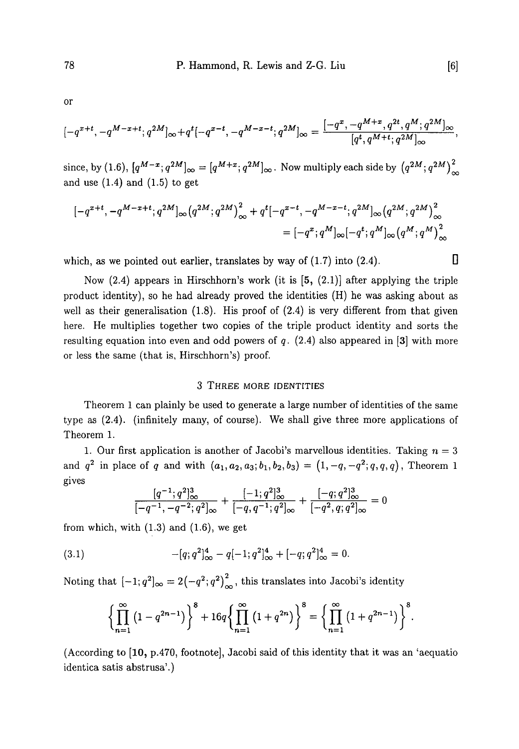or

$$[-q^{x+t}, -q^{M-x+t}; q^{2M}]_\infty + q^t[-q^{x-t}, -q^{M-x-t}; q^{2M}]_\infty = \frac{[-q^x, -q^{M+x}, q^{2t}, q^M; q^{2M}]_\infty}{[q^t, q^{M+t}; q^{2M}]_\infty},$$

since, by (1.6), $[q^{M-x}; q^{2M}]_\infty = [q^{M+x}; q^{2M}]_\infty$. Now multiply each side by $\left(q^{2M}; q^{2M}\right)_\infty^2$ and use (1.4) and (1.5) to get

$$\begin{aligned}[-q^{x+t}, -q^{M-x+t}; q^{2M}]_\infty \left(q^{2M}; q^{2M}\right)_\infty^2 + q^t[-q^{x-t}, -q^{M-x-t}; q^{2M}]_\infty \left(q^{2M}; q^{2M}\right)_\infty^2 \\ = [-q^x; q^M]_\infty [-q^t; q^M]_\infty \left(q^M; q^M\right)_\infty^2\end{aligned}$$

which, as we pointed out earlier, translates by way of (1.7) into (2.4). □

Now (2.4) appears in Hirschhorn's work (it is **[5,** (2.1)] after applying the triple product identity), so he had already proved the identities (H) he was asking about as well as their generalisation (1.8). His proof of (2.4) is very different from that given here. He multiplies together two copies of the triple product identity and sorts the resulting equation into even and odd powers of $q$. (2.4) also appeared in [3] with more or less the same (that is, Hirschhorn's) proof.

## 3 Three more identities

Theorem 1 can plainly be used to generate a large number of identities of the same type as (2.4). (infinitely many, of course). We shall give three more applications of Theorem 1.

1. Our first application is another of Jacobi's marvellous identities. Taking $n = 3$ and $q^2$ in place of $q$ and with $(a_1, a_2, a_3; b_1, b_2, b_3) = \left(1, -q, -q^2; q, q, q\right)$, Theorem 1 gives

$$\frac{[q^{-1}; q^2]_\infty^3}{[-q^{-1}, -q^{-2}; q^2]_\infty} + \frac{[-1; q^2]_\infty^3}{[-q, q^{-1}; q^2]_\infty} + \frac{[-q; q^2]_\infty^3}{[-q^2, q; q^2]_\infty} = 0$$

from which, with (1.3) and (1.6), we get

$$-[q; q^2]_\infty^4 - q[-1; q^2]_\infty^4 + [-q; q^2]_\infty^4 = 0. \tag{3.1}$$

Noting that $[-1; q^2]_\infty = 2\left(-q^2; q^2\right)_\infty^2$, this translates into Jacobi's identity

$$\left\{\prod_{n=1}^{\infty}\left(1 - q^{2n-1}\right)\right\}^8 + 16q\left\{\prod_{n=1}^{\infty}\left(1 + q^{2n}\right)\right\}^8 = \left\{\prod_{n=1}^{\infty}\left(1 + q^{2n-1}\right)\right\}^8.$$

(According to **[10,** p.470, footnote], Jacobi said of this identity that it was an 'aequatio identica satis abstrusa'.)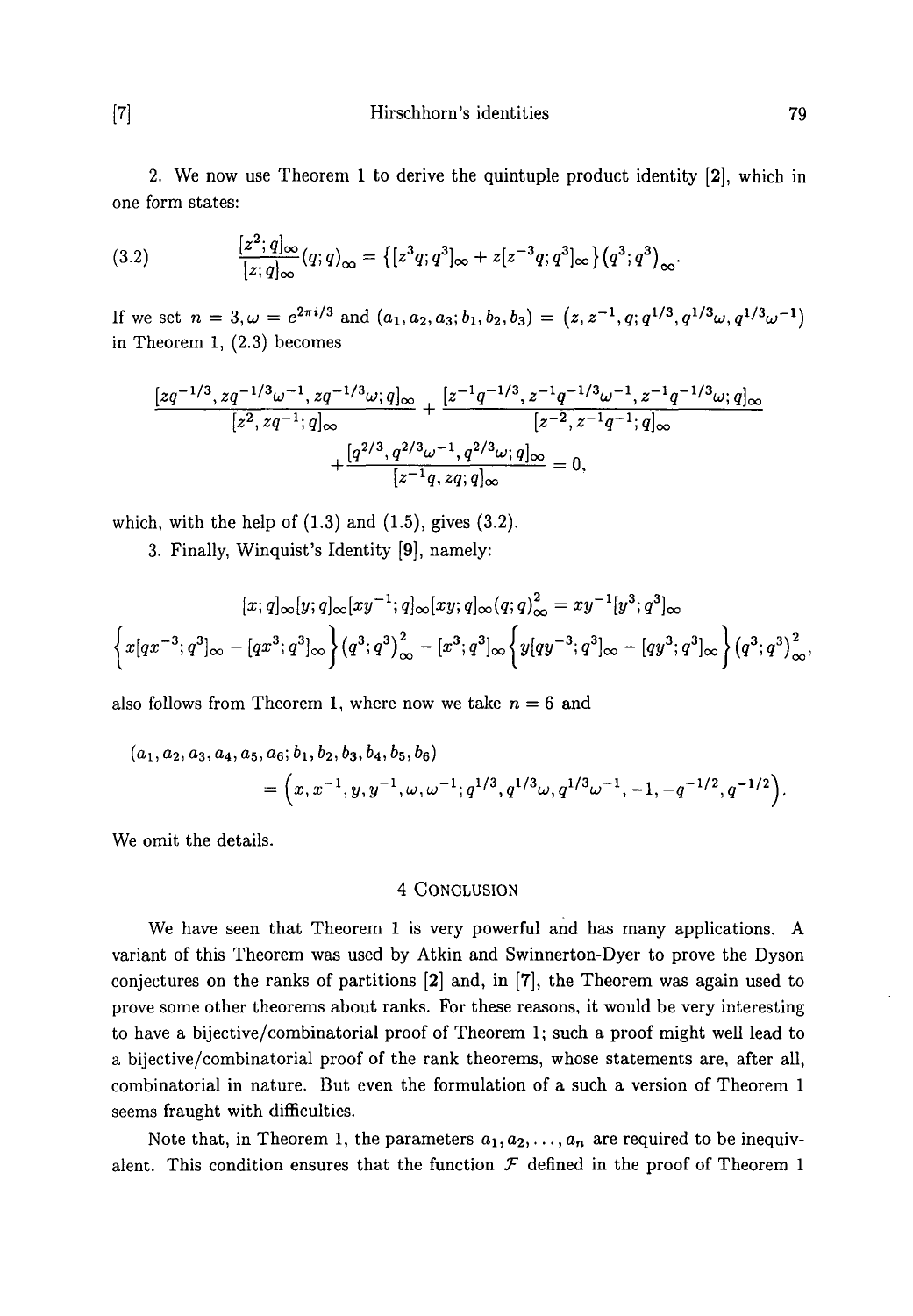2. We now use Theorem 1 to derive the quintuple product identity [2], which in one form states:

$$\frac{[z^2;q]_\infty}{[z;q]_\infty}(q;q)_\infty = \left\{[z^3q;q^3]_\infty + z[z^{-3}q;q^3]_\infty\right\}(q^3;q^3)_\infty. \tag{3.2}$$

If we set $n = 3, \omega = e^{2\pi i/3}$ and $(a_1, a_2, a_3; b_1, b_2, b_3) = (z, z^{-1}, q; q^{1/3}, q^{1/3}\omega, q^{1/3}\omega^{-1})$ in Theorem 1, (2.3) becomes

$$\frac{[zq^{-1/3}, zq^{-1/3}\omega^{-1}, zq^{-1/3}\omega; q]_\infty}{[z^2, zq^{-1}; q]_\infty} + \frac{[z^{-1}q^{-1/3}, z^{-1}q^{-1/3}\omega^{-1}, z^{-1}q^{-1/3}\omega; q]_\infty}{[z^{-2}, z^{-1}q^{-1}; q]_\infty}$$
$$+ \frac{[q^{2/3}, q^{2/3}\omega^{-1}, q^{2/3}\omega; q]_\infty}{[z^{-1}q, zq; q]_\infty} = 0,$$

which, with the help of (1.3) and (1.5), gives (3.2).

3. Finally, Winquist's Identity [9], namely:

$$[x;q]_\infty[y;q]_\infty[xy^{-1};q]_\infty[xy;q]_\infty(q;q)_\infty^2 = xy^{-1}[y^3;q^3]_\infty$$
$$\left\{x[qx^{-3};q^3]_\infty - [qx^3;q^3]_\infty\right\}(q^3;q^3)_\infty^2 - [x^3;q^3]_\infty\left\{y[qy^{-3};q^3]_\infty - [qy^3;q^3]_\infty\right\}(q^3;q^3)_\infty^2,$$

also follows from Theorem 1, where now we take $n = 6$ and

$$(a_1, a_2, a_3, a_4, a_5, a_6; b_1, b_2, b_3, b_4, b_5, b_6)$$
$$= \left(x, x^{-1}, y, y^{-1}, \omega, \omega^{-1}; q^{1/3}, q^{1/3}\omega, q^{1/3}\omega^{-1}, -1, -q^{-1/2}, q^{-1/2}\right).$$

We omit the details.

## 4 Conclusion

We have seen that Theorem 1 is very powerful and has many applications. A variant of this Theorem was used by Atkin and Swinnerton-Dyer to prove the Dyson conjectures on the ranks of partitions [2] and, in [7], the Theorem was again used to prove some other theorems about ranks. For these reasons, it would be very interesting to have a bijective/combinatorial proof of Theorem 1; such a proof might well lead to a bijective/combinatorial proof of the rank theorems, whose statements are, after all, combinatorial in nature. But even the formulation of a such a version of Theorem 1 seems fraught with difficulties.

Note that, in Theorem 1, the parameters $a_1, a_2, \ldots, a_n$ are required to be inequivalent. This condition ensures that the function $\mathcal{F}$ defined in the proof of Theorem 1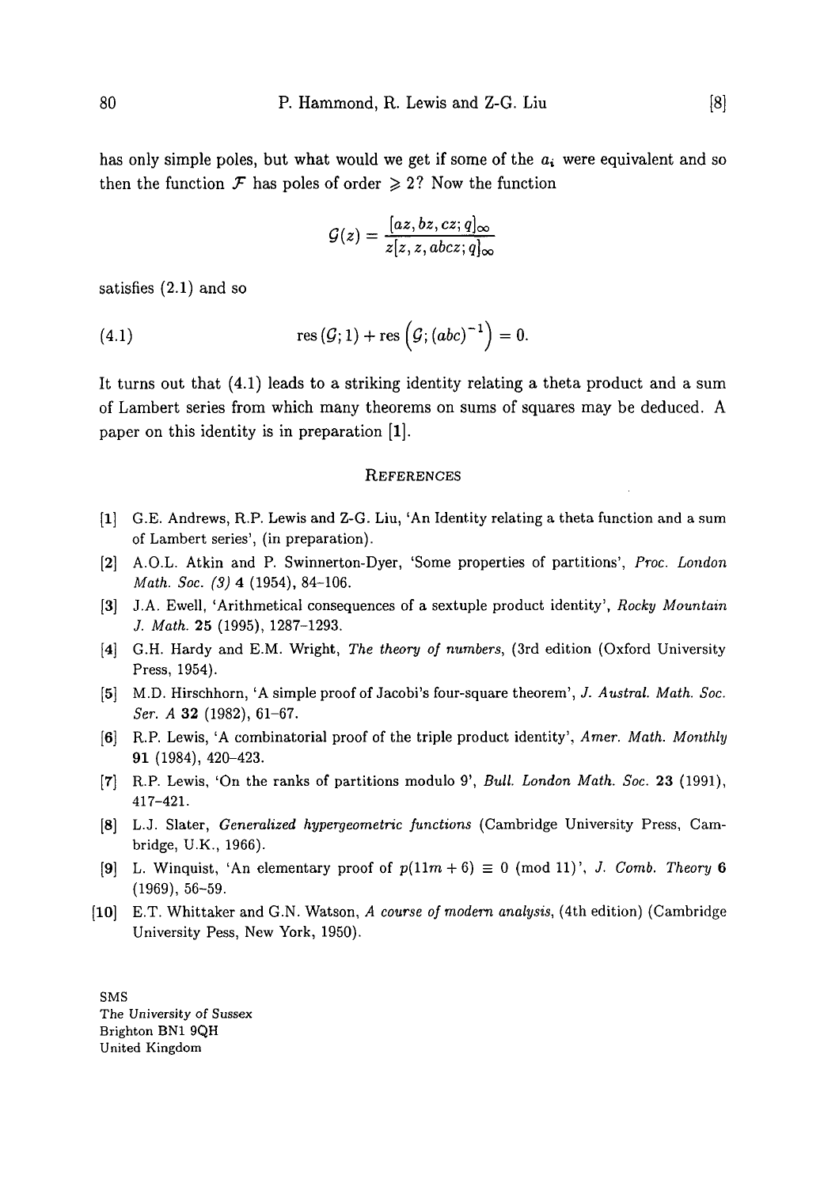has only simple poles, but what would we get if some of the $a_i$ were equivalent and so then the function $\mathcal{F}$ has poles of order $\geqslant 2$? Now the function

$$\mathcal{G}(z) = \frac{[az, bz, cz; q]_\infty}{z[z, z, abcz; q]_\infty}$$

satisfies (2.1) and so

$$\operatorname{res}(\mathcal{G}; 1) + \operatorname{res}\left(\mathcal{G}; (abc)^{-1}\right) = 0. \tag{4.1}$$

It turns out that (4.1) leads to a striking identity relating a theta product and a sum of Lambert series from which many theorems on sums of squares may be deduced. A paper on this identity is in preparation [1].

## References

[1] G.E. Andrews, R.P. Lewis and Z-G. Liu, 'An Identity relating a theta function and a sum of Lambert series', (in preparation).

[2] A.O.L. Atkin and P. Swinnerton-Dyer, 'Some properties of partitions', *Proc. London Math. Soc. (3)* **4** (1954), 84–106.

[3] J.A. Ewell, 'Arithmetical consequences of a sextuple product identity', *Rocky Mountain J. Math.* **25** (1995), 1287–1293.

[4] G.H. Hardy and E.M. Wright, *The theory of numbers*, (3rd edition (Oxford University Press, 1954).

[5] M.D. Hirschhorn, 'A simple proof of Jacobi's four-square theorem', *J. Austral. Math. Soc. Ser. A* **32** (1982), 61–67.

[6] R.P. Lewis, 'A combinatorial proof of the triple product identity', *Amer. Math. Monthly* **91** (1984), 420–423.

[7] R.P. Lewis, 'On the ranks of partitions modulo 9', *Bull. London Math. Soc.* **23** (1991), 417–421.

[8] L.J. Slater, *Generalized hypergeometric functions* (Cambridge University Press, Cambridge, U.K., 1966).

[9] L. Winquist, 'An elementary proof of $p(11m + 6) \equiv 0 \pmod{11}$', *J. Comb. Theory* **6** (1969), 56–59.

[10] E.T. Whittaker and G.N. Watson, *A course of modern analysis*, (4th edition) (Cambridge University Pess, New York, 1950).

SMS
The University of Sussex
Brighton BN1 9QH
United Kingdom